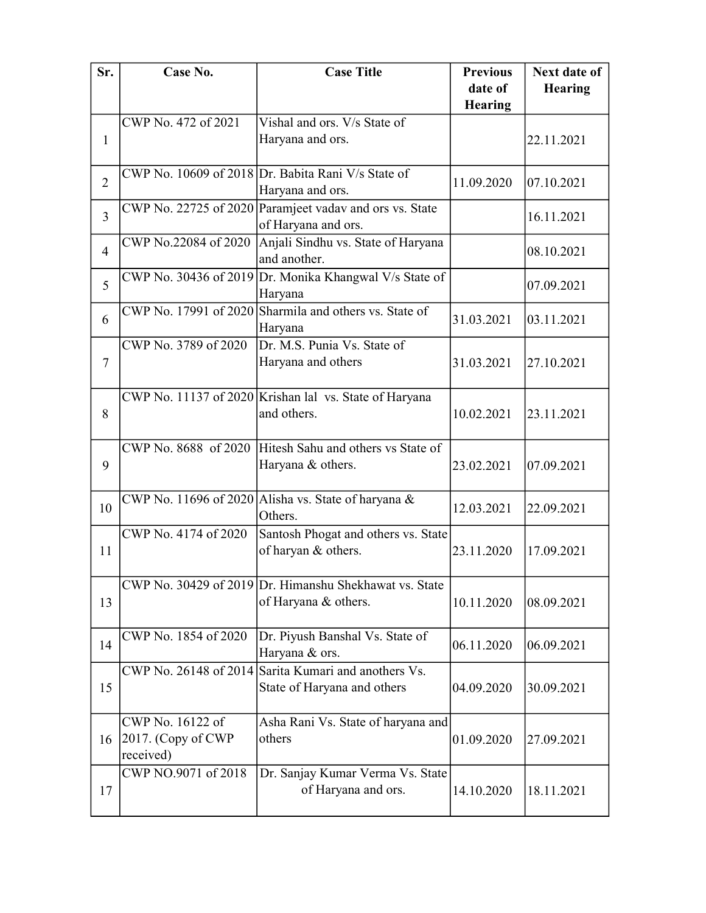| Sr. | Case No. | Case Title | Previous date of Hearing | Next date of Hearing |
|---|---|---|---|---|
| 1 | CWP No. 472 of 2021 | Vishal and ors. V/s State of Haryana and ors. | | 22.11.2021 |
| 2 | CWP No. 10609 of 2018 | Dr. Babita Rani V/s State of Haryana and ors. | 11.09.2020 | 07.10.2021 |
| 3 | CWP No. 22725 of 2020 | Paramjeet vadav and ors vs. State of Haryana and ors. | | 16.11.2021 |
| 4 | CWP No.22084 of 2020 | Anjali Sindhu vs. State of Haryana and another. | | 08.10.2021 |
| 5 | CWP No. 30436 of 2019 | Dr. Monika Khangwal V/s State of Haryana | | 07.09.2021 |
| 6 | CWP No. 17991 of 2020 | Sharmila and others vs. State of Haryana | 31.03.2021 | 03.11.2021 |
| 7 | CWP No. 3789 of 2020 | Dr. M.S. Punia Vs. State of Haryana and others | 31.03.2021 | 27.10.2021 |
| 8 | CWP No. 11137 of 2020 | Krishan lal vs. State of Haryana and others. | 10.02.2021 | 23.11.2021 |
| 9 | CWP No. 8688 of 2020 | Hitesh Sahu and others vs State of Haryana & others. | 23.02.2021 | 07.09.2021 |
| 10 | CWP No. 11696 of 2020 | Alisha vs. State of haryana & Others. | 12.03.2021 | 22.09.2021 |
| 11 | CWP No. 4174 of 2020 | Santosh Phogat and others vs. State of haryan & others. | 23.11.2020 | 17.09.2021 |
| 13 | CWP No. 30429 of 2019 | Dr. Himanshu Shekhawat vs. State of Haryana & others. | 10.11.2020 | 08.09.2021 |
| 14 | CWP No. 1854 of 2020 | Dr. Piyush Banshal Vs. State of Haryana & ors. | 06.11.2020 | 06.09.2021 |
| 15 | CWP No. 26148 of 2014 | Sarita Kumari and anothers Vs. State of Haryana and others | 04.09.2020 | 30.09.2021 |
| 16 | CWP No. 16122 of 2017. (Copy of CWP received) | Asha Rani Vs. State of haryana and others | 01.09.2020 | 27.09.2021 |
| 17 | CWP NO.9071 of 2018 | Dr. Sanjay Kumar Verma Vs. State of Haryana and ors. | 14.10.2020 | 18.11.2021 |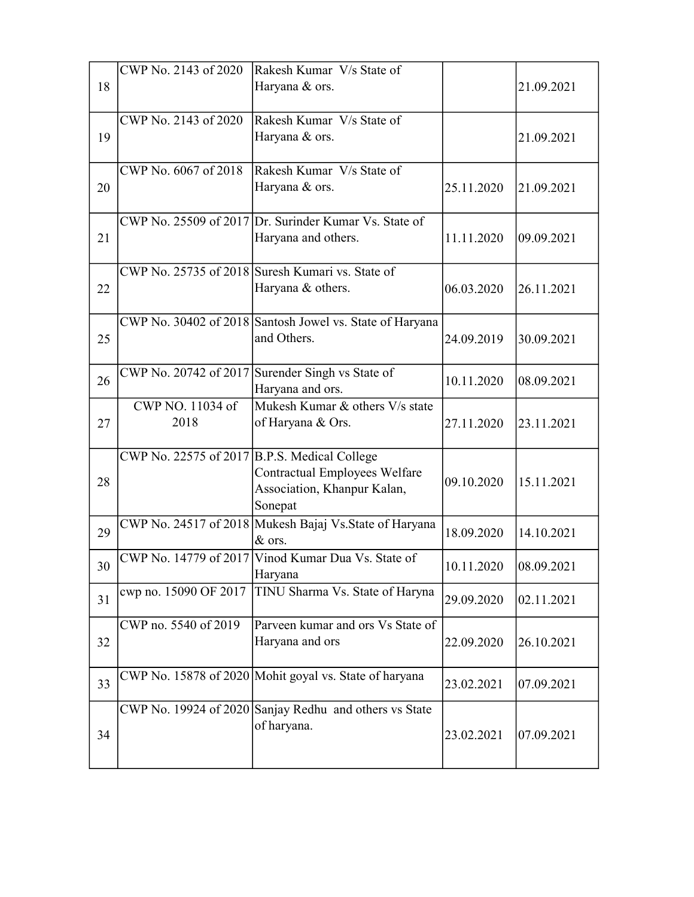| | | | | |
|---|---|---|---|---|
| 18 | CWP No. 2143 of 2020 | Rakesh Kumar V/s State of Haryana & ors. | | 21.09.2021 |
| 19 | CWP No. 2143 of 2020 | Rakesh Kumar V/s State of Haryana & ors. | | 21.09.2021 |
| 20 | CWP No. 6067 of 2018 | Rakesh Kumar V/s State of Haryana & ors. | 25.11.2020 | 21.09.2021 |
| 21 | CWP No. 25509 of 2017 | Dr. Surinder Kumar Vs. State of Haryana and others. | 11.11.2020 | 09.09.2021 |
| 22 | CWP No. 25735 of 2018 | Suresh Kumari vs. State of Haryana & others. | 06.03.2020 | 26.11.2021 |
| 25 | CWP No. 30402 of 2018 | Santosh Jowel vs. State of Haryana and Others. | 24.09.2019 | 30.09.2021 |
| 26 | CWP No. 20742 of 2017 | Surender Singh vs State of Haryana and ors. | 10.11.2020 | 08.09.2021 |
| 27 | CWP NO. 11034 of 2018 | Mukesh Kumar & others V/s state of Haryana & Ors. | 27.11.2020 | 23.11.2021 |
| 28 | CWP No. 22575 of 2017 | B.P.S. Medical College Contractual Employees Welfare Association, Khanpur Kalan, Sonepat | 09.10.2020 | 15.11.2021 |
| 29 | CWP No. 24517 of 2018 | Mukesh Bajaj Vs.State of Haryana & ors. | 18.09.2020 | 14.10.2021 |
| 30 | CWP No. 14779 of 2017 | Vinod Kumar Dua Vs. State of Haryana | 10.11.2020 | 08.09.2021 |
| 31 | cwp no. 15090 OF 2017 | TINU Sharma Vs. State of Haryna | 29.09.2020 | 02.11.2021 |
| 32 | CWP no. 5540 of 2019 | Parveen kumar and ors Vs State of Haryana and ors | 22.09.2020 | 26.10.2021 |
| 33 | CWP No. 15878 of 2020 | Mohit goyal vs. State of haryana | 23.02.2021 | 07.09.2021 |
| 34 | CWP No. 19924 of 2020 | Sanjay Redhu and others vs State of haryana. | 23.02.2021 | 07.09.2021 |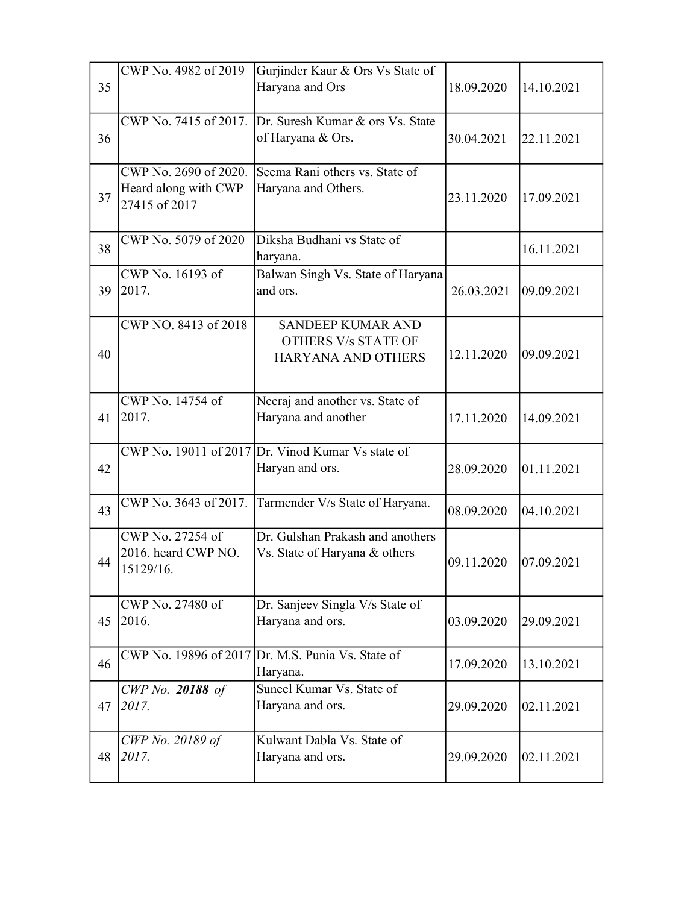| 35 | CWP No. 4982 of 2019 | Gurjinder Kaur & Ors Vs State of Haryana and Ors | 18.09.2020 | 14.10.2021 |
|---|---|---|---|---|
| 36 | CWP No. 7415 of 2017. | Dr. Suresh Kumar & ors Vs. State of Haryana & Ors. | 30.04.2021 | 22.11.2021 |
| 37 | CWP No. 2690 of 2020. Heard along with CWP 27415 of 2017 | Seema Rani others vs. State of Haryana and Others. | 23.11.2020 | 17.09.2021 |
| 38 | CWP No. 5079 of 2020 | Diksha Budhani vs State of haryana. | | 16.11.2021 |
| 39 | CWP No. 16193 of 2017. | Balwan Singh Vs. State of Haryana and ors. | 26.03.2021 | 09.09.2021 |
| 40 | CWP NO. 8413 of 2018 | SANDEEP KUMAR AND OTHERS V/s STATE OF HARYANA AND OTHERS | 12.11.2020 | 09.09.2021 |
| 41 | CWP No. 14754 of 2017. | Neeraj and another vs. State of Haryana and another | 17.11.2020 | 14.09.2021 |
| 42 | CWP No. 19011 of 2017 | Dr. Vinod Kumar Vs state of Haryan and ors. | 28.09.2020 | 01.11.2021 |
| 43 | CWP No. 3643 of 2017. | Tarmender V/s State of Haryana. | 08.09.2020 | 04.10.2021 |
| 44 | CWP No. 27254 of 2016. heard CWP NO. 15129/16. | Dr. Gulshan Prakash and anothers Vs. State of Haryana & others | 09.11.2020 | 07.09.2021 |
| 45 | CWP No. 27480 of 2016. | Dr. Sanjeev Singla V/s State of Haryana and ors. | 03.09.2020 | 29.09.2021 |
| 46 | CWP No. 19896 of 2017 | Dr. M.S. Punia Vs. State of Haryana. | 17.09.2020 | 13.10.2021 |
| 47 | *CWP No.* ***20188*** *of 2017.* | Suneel Kumar Vs. State of Haryana and ors. | 29.09.2020 | 02.11.2021 |
| 48 | *CWP No. 20189 of 2017.* | Kulwant Dabla Vs. State of Haryana and ors. | 29.09.2020 | 02.11.2021 |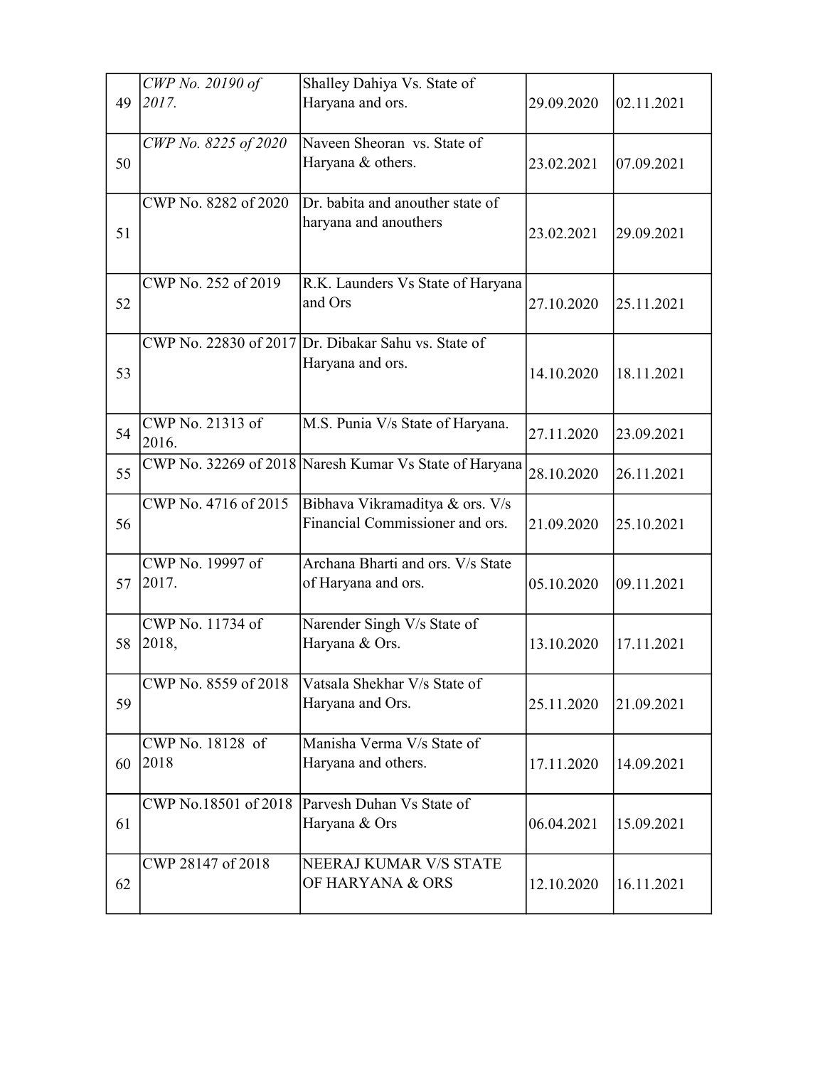| | | | | |
|---|---|---|---|---|
| 49 | *CWP No. 20190 of 2017.* | Shalley Dahiya Vs. State of Haryana and ors. | 29.09.2020 | 02.11.2021 |
| 50 | *CWP No. 8225 of 2020* | Naveen Sheoran vs. State of Haryana & others. | 23.02.2021 | 07.09.2021 |
| 51 | CWP No. 8282 of 2020 | Dr. babita and anouther state of haryana and anouthers | 23.02.2021 | 29.09.2021 |
| 52 | CWP No. 252 of 2019 | R.K. Launders Vs State of Haryana and Ors | 27.10.2020 | 25.11.2021 |
| 53 | CWP No. 22830 of 2017 | Dr. Dibakar Sahu vs. State of Haryana and ors. | 14.10.2020 | 18.11.2021 |
| 54 | CWP No. 21313 of 2016. | M.S. Punia V/s State of Haryana. | 27.11.2020 | 23.09.2021 |
| 55 | CWP No. 32269 of 2018 | Naresh Kumar Vs State of Haryana | 28.10.2020 | 26.11.2021 |
| 56 | CWP No. 4716 of 2015 | Bibhava Vikramaditya & ors. V/s Financial Commissioner and ors. | 21.09.2020 | 25.10.2021 |
| 57 | CWP No. 19997 of 2017. | Archana Bharti and ors. V/s State of Haryana and ors. | 05.10.2020 | 09.11.2021 |
| 58 | CWP No. 11734 of 2018, | Narender Singh V/s State of Haryana & Ors. | 13.10.2020 | 17.11.2021 |
| 59 | CWP No. 8559 of 2018 | Vatsala Shekhar V/s State of Haryana and Ors. | 25.11.2020 | 21.09.2021 |
| 60 | CWP No. 18128 of 2018 | Manisha Verma V/s State of Haryana and others. | 17.11.2020 | 14.09.2021 |
| 61 | CWP No.18501 of 2018 | Parvesh Duhan Vs State of Haryana & Ors | 06.04.2021 | 15.09.2021 |
| 62 | CWP 28147 of 2018 | NEERAJ KUMAR V/S STATE OF HARYANA & ORS | 12.10.2020 | 16.11.2021 |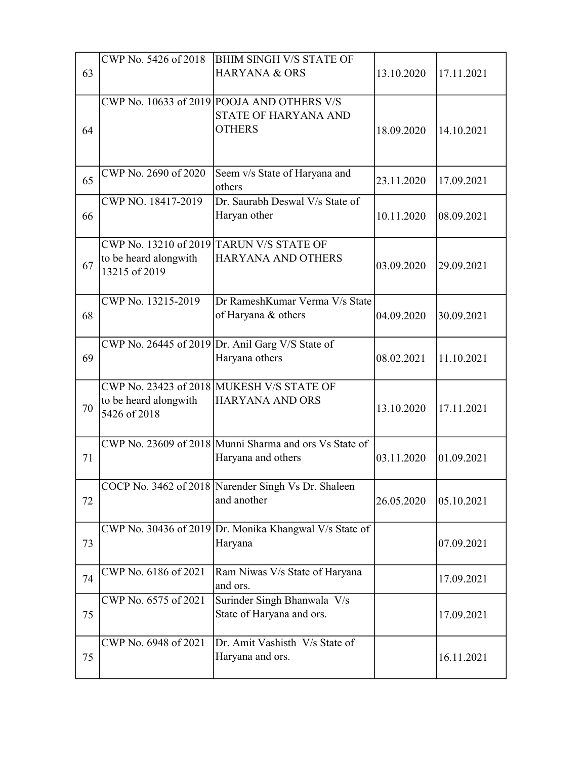| | | | | |
|---|---|---|---|---|
| 63 | CWP No. 5426 of 2018 | BHIM SINGH V/S STATE OF HARYANA & ORS | 13.10.2020 | 17.11.2021 |
| 64 | CWP No. 10633 of 2019 | POOJA AND OTHERS V/S STATE OF HARYANA AND OTHERS | 18.09.2020 | 14.10.2021 |
| 65 | CWP No. 2690 of 2020 | Seem v/s State of Haryana and others | 23.11.2020 | 17.09.2021 |
| 66 | CWP NO. 18417-2019 | Dr. Saurabh Deswal V/s State of Haryan other | 10.11.2020 | 08.09.2021 |
| 67 | CWP No. 13210 of 2019 to be heard alongwith 13215 of 2019 | TARUN V/S STATE OF HARYANA AND OTHERS | 03.09.2020 | 29.09.2021 |
| 68 | CWP No. 13215-2019 | Dr RameshKumar Verma V/s State of Haryana & others | 04.09.2020 | 30.09.2021 |
| 69 | CWP No. 26445 of 2019 | Dr. Anil Garg V/S State of Haryana others | 08.02.2021 | 11.10.2021 |
| 70 | CWP No. 23423 of 2018 to be heard alongwith 5426 of 2018 | MUKESH V/S STATE OF HARYANA AND ORS | 13.10.2020 | 17.11.2021 |
| 71 | CWP No. 23609 of 2018 | Munni Sharma and ors Vs State of Haryana and others | 03.11.2020 | 01.09.2021 |
| 72 | COCP No. 3462 of 2018 | Narender Singh Vs Dr. Shaleen and another | 26.05.2020 | 05.10.2021 |
| 73 | CWP No. 30436 of 2019 | Dr. Monika Khangwal V/s State of Haryana | | 07.09.2021 |
| 74 | CWP No. 6186 of 2021 | Ram Niwas V/s State of Haryana and ors. | | 17.09.2021 |
| 75 | CWP No. 6575 of 2021 | Surinder Singh Bhanwala V/s State of Haryana and ors. | | 17.09.2021 |
| 75 | CWP No. 6948 of 2021 | Dr. Amit Vashisth V/s State of Haryana and ors. | | 16.11.2021 |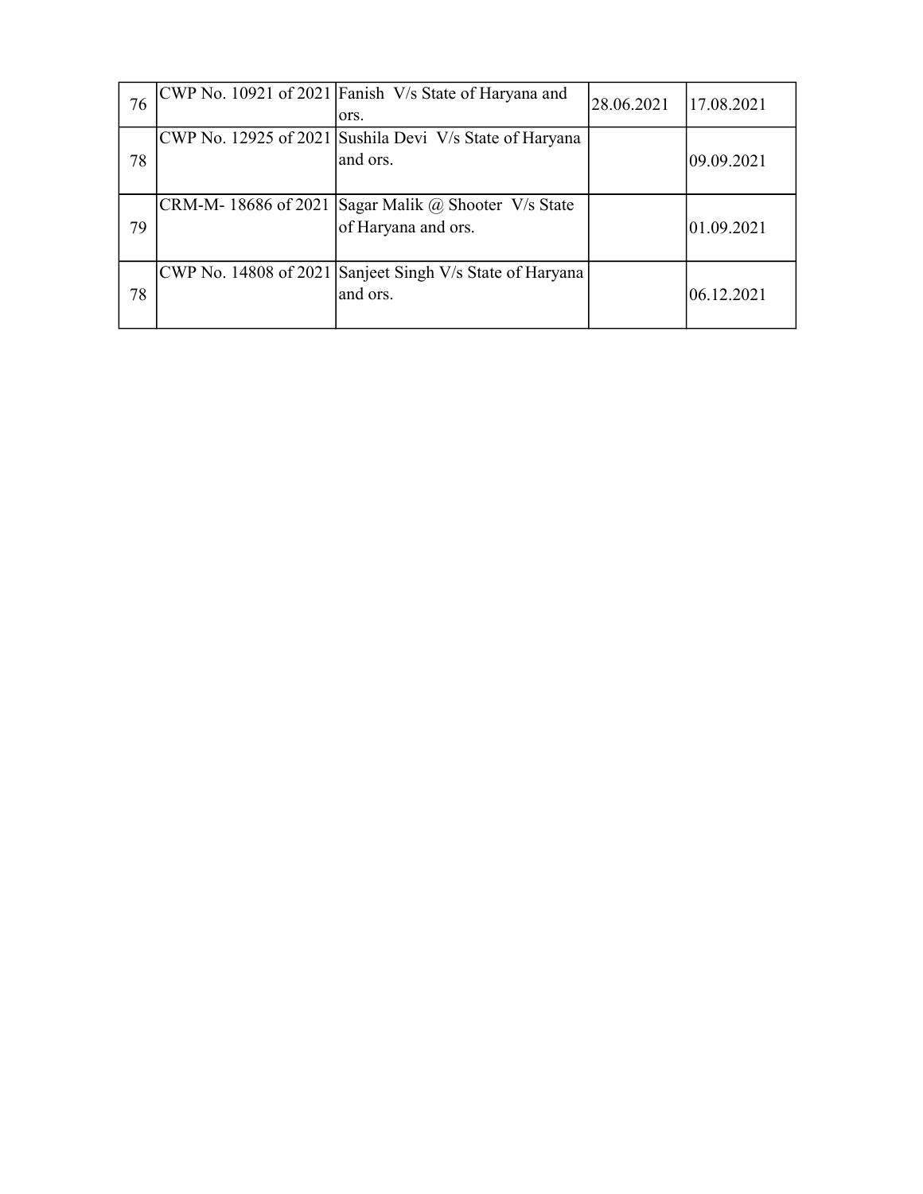| | | | | |
|---|---|---|---|---|
| 76 | CWP No. 10921 of 2021 | Fanish V/s State of Haryana and ors. | 28.06.2021 | 17.08.2021 |
| 78 | CWP No. 12925 of 2021 | Sushila Devi V/s State of Haryana and ors. | | 09.09.2021 |
| 79 | CRM-M- 18686 of 2021 | Sagar Malik @ Shooter V/s State of Haryana and ors. | | 01.09.2021 |
| 78 | CWP No. 14808 of 2021 | Sanjeet Singh V/s State of Haryana and ors. | | 06.12.2021 |